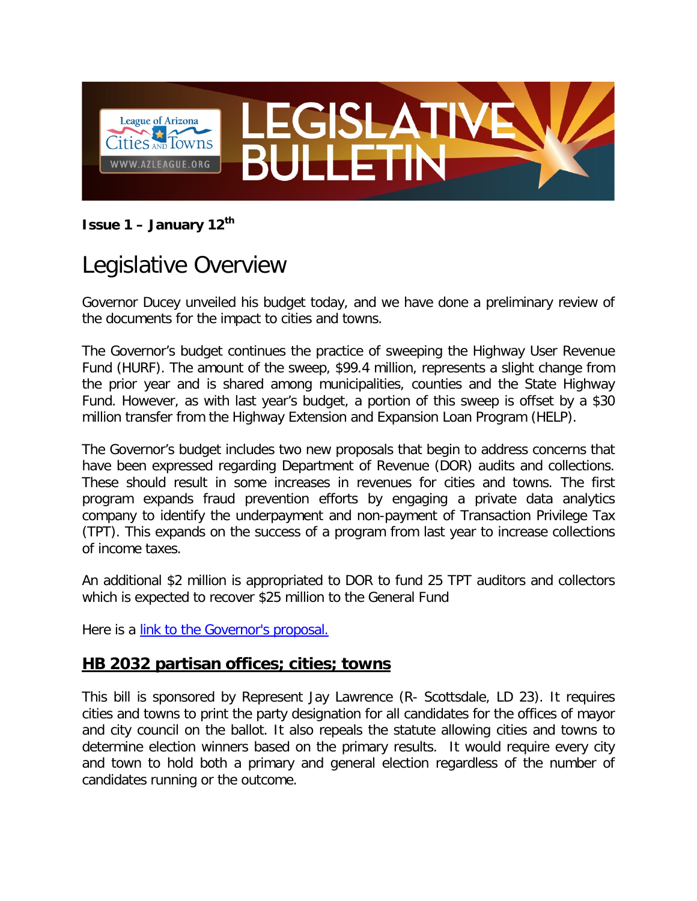# LEGISLATIVE BULLETIN

League of Arizona Cities and Towns
WWW.AZLEAGUE.ORG

**Issue 1 – January 12th**

## Legislative Overview

Governor Ducey unveiled his budget today, and we have done a preliminary review of the documents for the impact to cities and towns.

The Governor's budget continues the practice of sweeping the Highway User Revenue Fund (HURF). The amount of the sweep, $99.4 million, represents a slight change from the prior year and is shared among municipalities, counties and the State Highway Fund. However, as with last year's budget, a portion of this sweep is offset by a $30 million transfer from the Highway Extension and Expansion Loan Program (HELP).

The Governor's budget includes two new proposals that begin to address concerns that have been expressed regarding Department of Revenue (DOR) audits and collections. These should result in some increases in revenues for cities and towns. The first program expands fraud prevention efforts by engaging a private data analytics company to identify the underpayment and non-payment of Transaction Privilege Tax (TPT). This expands on the success of a program from last year to increase collections of income taxes.

An additional $2 million is appropriated to DOR to fund 25 TPT auditors and collectors which is expected to recover $25 million to the General Fund

Here is a [link to the Governor's proposal.]()

### HB 2032 partisan offices; cities; towns

This bill is sponsored by Represent Jay Lawrence (R- Scottsdale, LD 23). It requires cities and towns to print the party designation for all candidates for the offices of mayor and city council on the ballot. It also repeals the statute allowing cities and towns to determine election winners based on the primary results. It would require every city and town to hold both a primary and general election regardless of the number of candidates running or the outcome.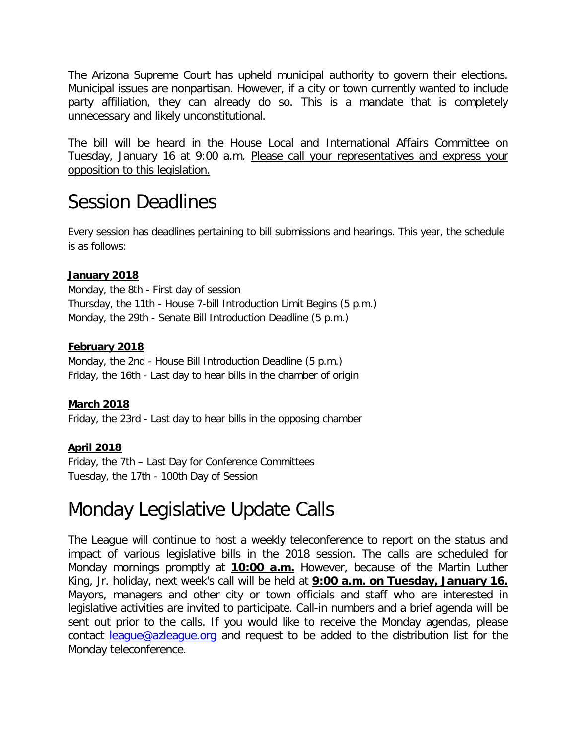The Arizona Supreme Court has upheld municipal authority to govern their elections. Municipal issues are nonpartisan. However, if a city or town currently wanted to include party affiliation, they can already do so. This is a mandate that is completely unnecessary and likely unconstitutional.

The bill will be heard in the House Local and International Affairs Committee on Tuesday, January 16 at 9:00 a.m. Please call your representatives and express your opposition to this legislation.

# Session Deadlines

Every session has deadlines pertaining to bill submissions and hearings. This year, the schedule is as follows:

**January 2018**
Monday, the 8th - First day of session
Thursday, the 11th - House 7-bill Introduction Limit Begins (5 p.m.)
Monday, the 29th - Senate Bill Introduction Deadline (5 p.m.)

**February 2018**
Monday, the 2nd - House Bill Introduction Deadline (5 p.m.)
Friday, the 16th - Last day to hear bills in the chamber of origin

**March 2018**
Friday, the 23rd - Last day to hear bills in the opposing chamber

**April 2018**
Friday, the 7th – Last Day for Conference Committees
Tuesday, the 17th - 100th Day of Session

# Monday Legislative Update Calls

The League will continue to host a weekly teleconference to report on the status and impact of various legislative bills in the 2018 session. The calls are scheduled for Monday mornings promptly at **10:00 a.m.** However, because of the Martin Luther King, Jr. holiday, next week's call will be held at **9:00 a.m. on Tuesday, January 16.** Mayors, managers and other city or town officials and staff who are interested in legislative activities are invited to participate. Call-in numbers and a brief agenda will be sent out prior to the calls. If you would like to receive the Monday agendas, please contact league@azleague.org and request to be added to the distribution list for the Monday teleconference.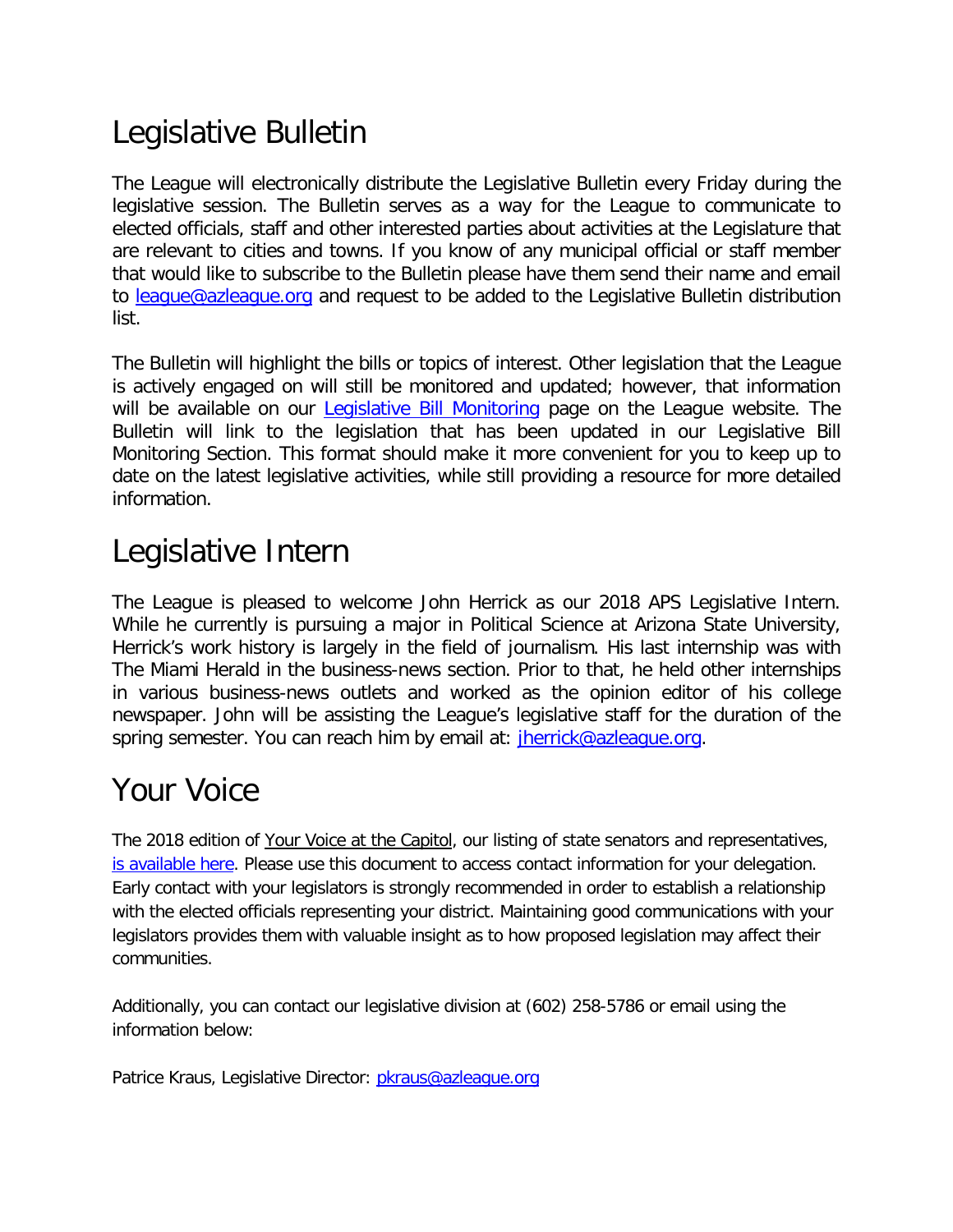# Legislative Bulletin

The League will electronically distribute the Legislative Bulletin every Friday during the legislative session. The Bulletin serves as a way for the League to communicate to elected officials, staff and other interested parties about activities at the Legislature that are relevant to cities and towns. If you know of any municipal official or staff member that would like to subscribe to the Bulletin please have them send their name and email to league@azleague.org and request to be added to the Legislative Bulletin distribution list.

The Bulletin will highlight the bills or topics of interest. Other legislation that the League is actively engaged on will still be monitored and updated; however, that information will be available on our Legislative Bill Monitoring page on the League website. The Bulletin will link to the legislation that has been updated in our Legislative Bill Monitoring Section. This format should make it more convenient for you to keep up to date on the latest legislative activities, while still providing a resource for more detailed information.

# Legislative Intern

The League is pleased to welcome John Herrick as our 2018 APS Legislative Intern. While he currently is pursuing a major in Political Science at Arizona State University, Herrick's work history is largely in the field of journalism. His last internship was with The Miami Herald in the business-news section. Prior to that, he held other internships in various business-news outlets and worked as the opinion editor of his college newspaper. John will be assisting the League's legislative staff for the duration of the spring semester. You can reach him by email at: jherrick@azleague.org.

# Your Voice

The 2018 edition of Your Voice at the Capitol, our listing of state senators and representatives, is available here. Please use this document to access contact information for your delegation. Early contact with your legislators is strongly recommended in order to establish a relationship with the elected officials representing your district. Maintaining good communications with your legislators provides them with valuable insight as to how proposed legislation may affect their communities.

Additionally, you can contact our legislative division at (602) 258-5786 or email using the information below:

Patrice Kraus, Legislative Director: pkraus@azleague.org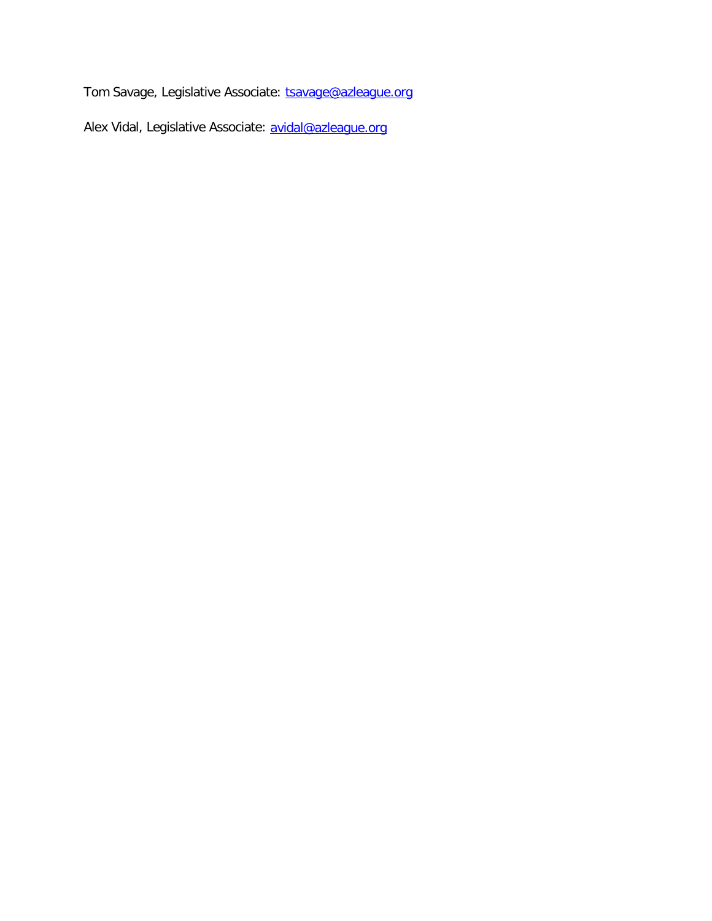Tom Savage, Legislative Associate: [tsavage@azleague.org](mailto:tsavage@azleague.org)

Alex Vidal, Legislative Associate: [avidal@azleague.org](mailto:avidal@azleague.org)